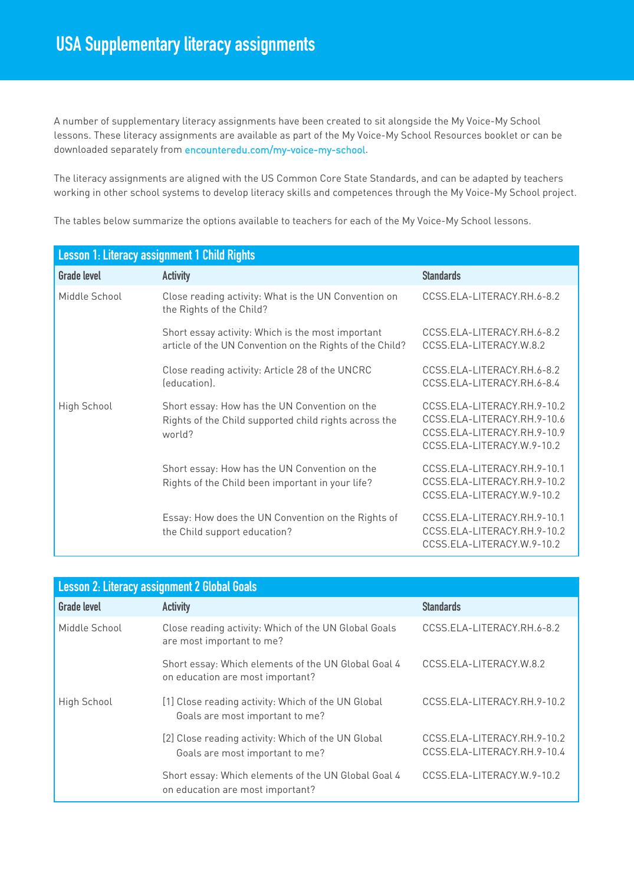# USA Supplementary literacy assignments

A number of supplementary literacy assignments have been created to sit alongside the My Voice-My School lessons. These literacy assignments are available as part of the My Voice-My School Resources booklet or can be downloaded separately from encounteredu.com/my-voice-my-school.

The literacy assignments are aligned with the US Common Core State Standards, and can be adapted by teachers working in other school systems to develop literacy skills and competences through the My Voice-My School project.

The tables below summarize the options available to teachers for each of the My Voice-My School lessons.

| Lesson 1: Literacy assignment 1 Child Rights | | |
|---|---|---|
| **Grade level** | **Activity** | **Standards** |
| Middle School | Close reading activity: What is the UN Convention on the Rights of the Child? | CCSS.ELA-LITERACY.RH.6-8.2 |
| | Short essay activity: Which is the most important article of the UN Convention on the Rights of the Child? | CCSS.ELA-LITERACY.RH.6-8.2<br>CCSS.ELA-LITERACY.W.8.2 |
| | Close reading activity: Article 28 of the UNCRC (education). | CCSS.ELA-LITERACY.RH.6-8.2<br>CCSS.ELA-LITERACY.RH.6-8.4 |
| High School | Short essay: How has the UN Convention on the Rights of the Child supported child rights across the world? | CCSS.ELA-LITERACY.RH.9-10.2<br>CCSS.ELA-LITERACY.RH.9-10.6<br>CCSS.ELA-LITERACY.RH.9-10.9<br>CCSS.ELA-LITERACY.W.9-10.2 |
| | Short essay: How has the UN Convention on the Rights of the Child been important in your life? | CCSS.ELA-LITERACY.RH.9-10.1<br>CCSS.ELA-LITERACY.RH.9-10.2<br>CCSS.ELA-LITERACY.W.9-10.2 |
| | Essay: How does the UN Convention on the Rights of the Child support education? | CCSS.ELA-LITERACY.RH.9-10.1<br>CCSS.ELA-LITERACY.RH.9-10.2<br>CCSS.ELA-LITERACY.W.9-10.2 |

| Lesson 2: Literacy assignment 2 Global Goals | | |
|---|---|---|
| **Grade level** | **Activity** | **Standards** |
| Middle School | Close reading activity: Which of the UN Global Goals are most important to me? | CCSS.ELA-LITERACY.RH.6-8.2 |
| | Short essay: Which elements of the UN Global Goal 4 on education are most important? | CCSS.ELA-LITERACY.W.8.2 |
| High School | [1] Close reading activity: Which of the UN Global Goals are most important to me? | CCSS.ELA-LITERACY.RH.9-10.2 |
| | [2] Close reading activity: Which of the UN Global Goals are most important to me? | CCSS.ELA-LITERACY.RH.9-10.2<br>CCSS.ELA-LITERACY.RH.9-10.4 |
| | Short essay: Which elements of the UN Global Goal 4 on education are most important? | CCSS.ELA-LITERACY.W.9-10.2 |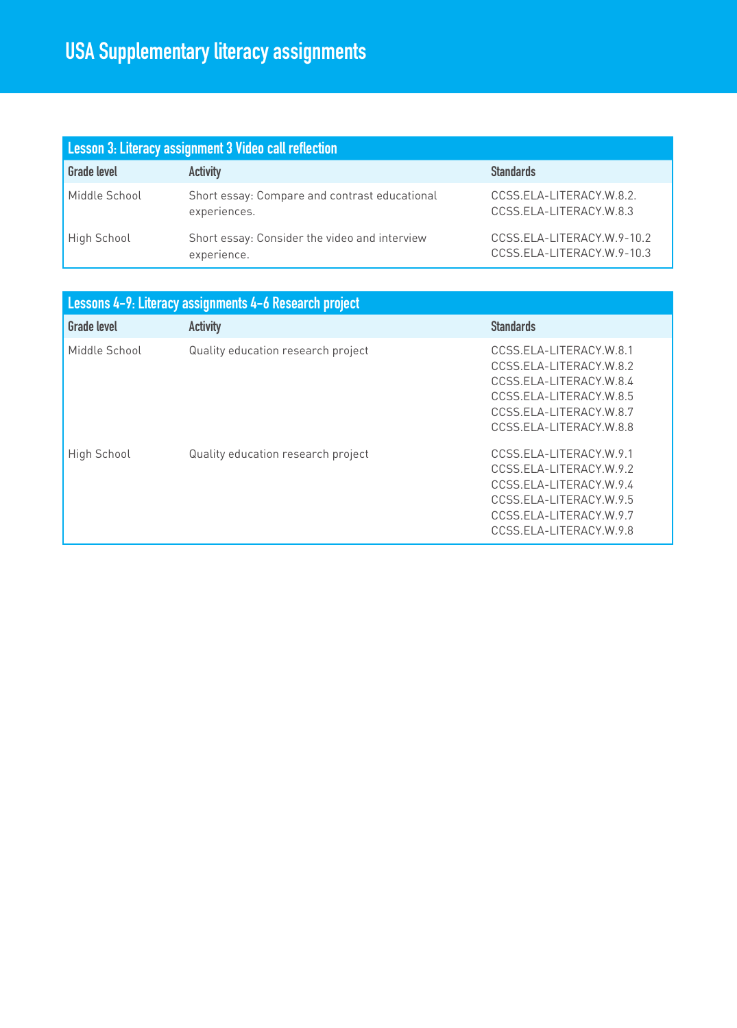# USA Supplementary literacy assignments

## Lesson 3: Literacy assignment 3 Video call reflection

| Grade level | Activity | Standards |
|---|---|---|
| Middle School | Short essay: Compare and contrast educational experiences. | CCSS.ELA-LITERACY.W.8.2.<br>CCSS.ELA-LITERACY.W.8.3 |
| High School | Short essay: Consider the video and interview experience. | CCSS.ELA-LITERACY.W.9-10.2<br>CCSS.ELA-LITERACY.W.9-10.3 |

## Lessons 4-9: Literacy assignments 4-6 Research project

| Grade level | Activity | Standards |
|---|---|---|
| Middle School | Quality education research project | CCSS.ELA-LITERACY.W.8.1<br>CCSS.ELA-LITERACY.W.8.2<br>CCSS.ELA-LITERACY.W.8.4<br>CCSS.ELA-LITERACY.W.8.5<br>CCSS.ELA-LITERACY.W.8.7<br>CCSS.ELA-LITERACY.W.8.8 |
| High School | Quality education research project | CCSS.ELA-LITERACY.W.9.1<br>CCSS.ELA-LITERACY.W.9.2<br>CCSS.ELA-LITERACY.W.9.4<br>CCSS.ELA-LITERACY.W.9.5<br>CCSS.ELA-LITERACY.W.9.7<br>CCSS.ELA-LITERACY.W.9.8 |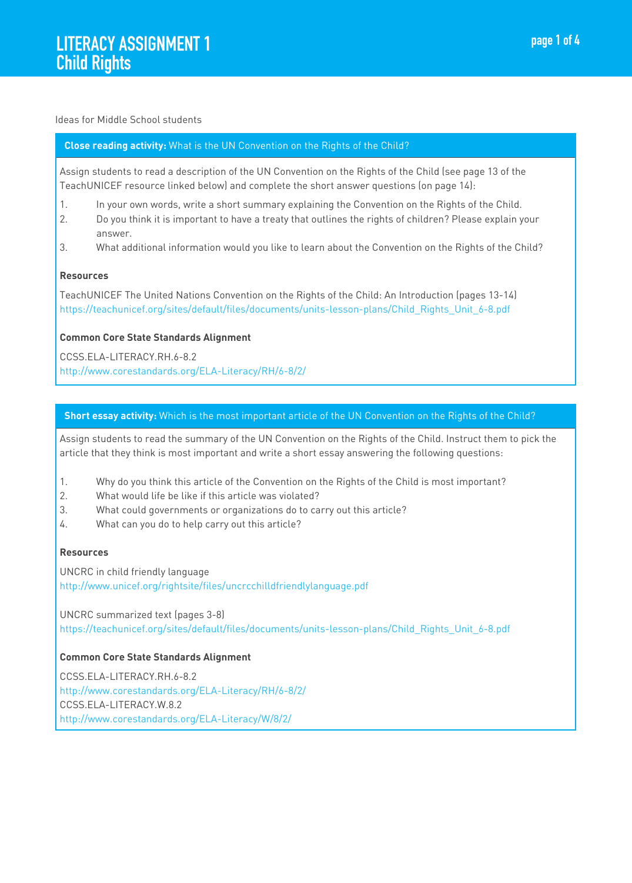# LITERACY ASSIGNMENT 1
## Child Rights

Ideas for Middle School students

### **Close reading activity:** What is the UN Convention on the Rights of the Child?

Assign students to read a description of the UN Convention on the Rights of the Child (see page 13 of the TeachUNICEF resource linked below) and complete the short answer questions (on page 14):

1. In your own words, write a short summary explaining the Convention on the Rights of the Child.
2. Do you think it is important to have a treaty that outlines the rights of children? Please explain your answer.
3. What additional information would you like to learn about the Convention on the Rights of the Child?

**Resources**

TeachUNICEF The United Nations Convention on the Rights of the Child: An Introduction (pages 13-14)
https://teachunicef.org/sites/default/files/documents/units-lesson-plans/Child_Rights_Unit_6-8.pdf

**Common Core State Standards Alignment**

CCSS.ELA-LITERACY.RH.6-8.2
http://www.corestandards.org/ELA-Literacy/RH/6-8/2/

### **Short essay activity:** Which is the most important article of the UN Convention on the Rights of the Child?

Assign students to read the summary of the UN Convention on the Rights of the Child. Instruct them to pick the article that they think is most important and write a short essay answering the following questions:

1. Why do you think this article of the Convention on the Rights of the Child is most important?
2. What would life be like if this article was violated?
3. What could governments or organizations do to carry out this article?
4. What can you do to help carry out this article?

**Resources**

UNCRC in child friendly language
http://www.unicef.org/rightsite/files/uncrcchilldfriendlylanguage.pdf

UNCRC summarized text (pages 3-8)
https://teachunicef.org/sites/default/files/documents/units-lesson-plans/Child_Rights_Unit_6-8.pdf

**Common Core State Standards Alignment**

CCSS.ELA-LITERACY.RH.6-8.2
http://www.corestandards.org/ELA-Literacy/RH/6-8/2/
CCSS.ELA-LITERACY.W.8.2
http://www.corestandards.org/ELA-Literacy/W/8/2/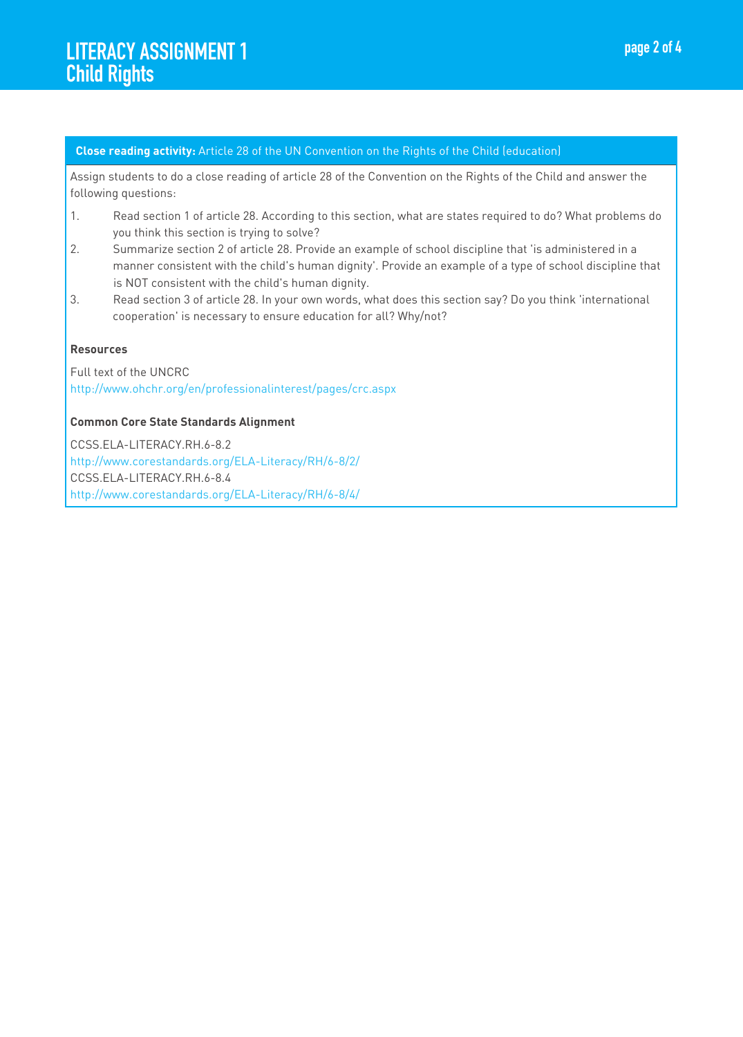**Close reading activity:** Article 28 of the UN Convention on the Rights of the Child (education)

Assign students to do a close reading of article 28 of the Convention on the Rights of the Child and answer the following questions:

1. Read section 1 of article 28. According to this section, what are states required to do? What problems do you think this section is trying to solve?
2. Summarize section 2 of article 28. Provide an example of school discipline that 'is administered in a manner consistent with the child's human dignity'. Provide an example of a type of school discipline that is NOT consistent with the child's human dignity.
3. Read section 3 of article 28. In your own words, what does this section say? Do you think 'international cooperation' is necessary to ensure education for all? Why/not?

**Resources**

Full text of the UNCRC
http://www.ohchr.org/en/professionalinterest/pages/crc.aspx

**Common Core State Standards Alignment**

CCSS.ELA-LITERACY.RH.6-8.2
http://www.corestandards.org/ELA-Literacy/RH/6-8/2/
CCSS.ELA-LITERACY.RH.6-8.4
http://www.corestandards.org/ELA-Literacy/RH/6-8/4/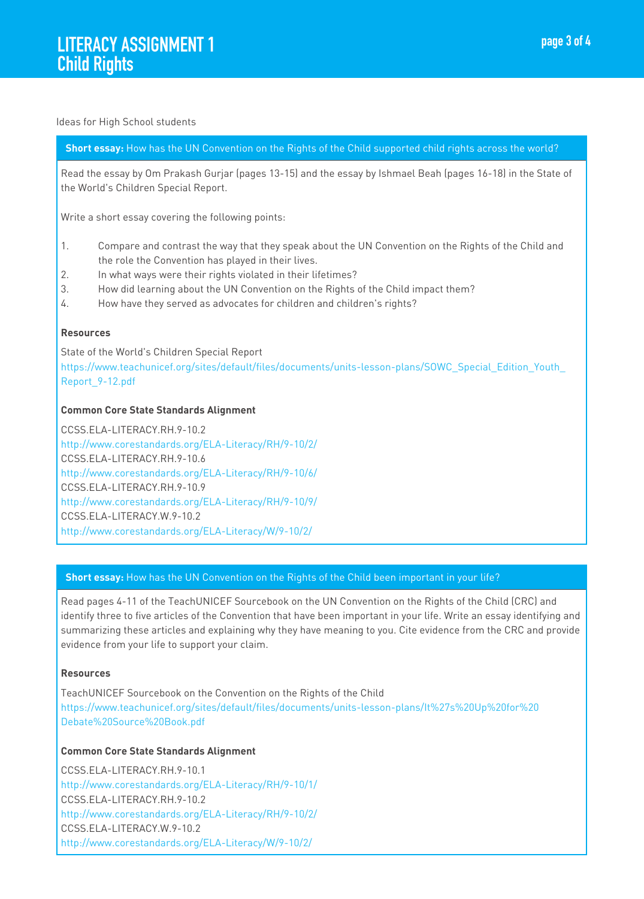Ideas for High School students

**Short essay:** How has the UN Convention on the Rights of the Child supported child rights across the world?

Read the essay by Om Prakash Gurjar (pages 13-15) and the essay by Ishmael Beah (pages 16-18) in the State of the World's Children Special Report.

Write a short essay covering the following points:

1. Compare and contrast the way that they speak about the UN Convention on the Rights of the Child and the role the Convention has played in their lives.
2. In what ways were their rights violated in their lifetimes?
3. How did learning about the UN Convention on the Rights of the Child impact them?
4. How have they served as advocates for children and children's rights?

**Resources**

State of the World's Children Special Report
https://www.teachunicef.org/sites/default/files/documents/units-lesson-plans/SOWC_Special_Edition_Youth_Report_9-12.pdf

**Common Core State Standards Alignment**

CCSS.ELA-LITERACY.RH.9-10.2
http://www.corestandards.org/ELA-Literacy/RH/9-10/2/
CCSS.ELA-LITERACY.RH.9-10.6
http://www.corestandards.org/ELA-Literacy/RH/9-10/6/
CCSS.ELA-LITERACY.RH.9-10.9
http://www.corestandards.org/ELA-Literacy/RH/9-10/9/
CCSS.ELA-LITERACY.W.9-10.2
http://www.corestandards.org/ELA-Literacy/W/9-10/2/

**Short essay:** How has the UN Convention on the Rights of the Child been important in your life?

Read pages 4-11 of the TeachUNICEF Sourcebook on the UN Convention on the Rights of the Child (CRC) and identify three to five articles of the Convention that have been important in your life. Write an essay identifying and summarizing these articles and explaining why they have meaning to you. Cite evidence from the CRC and provide evidence from your life to support your claim.

**Resources**

TeachUNICEF Sourcebook on the Convention on the Rights of the Child
https://www.teachunicef.org/sites/default/files/documents/units-lesson-plans/It%27s%20Up%20for%20Debate%20Source%20Book.pdf

**Common Core State Standards Alignment**

CCSS.ELA-LITERACY.RH.9-10.1
http://www.corestandards.org/ELA-Literacy/RH/9-10/1/
CCSS.ELA-LITERACY.RH.9-10.2
http://www.corestandards.org/ELA-Literacy/RH/9-10/2/
CCSS.ELA-LITERACY.W.9-10.2
http://www.corestandards.org/ELA-Literacy/W/9-10/2/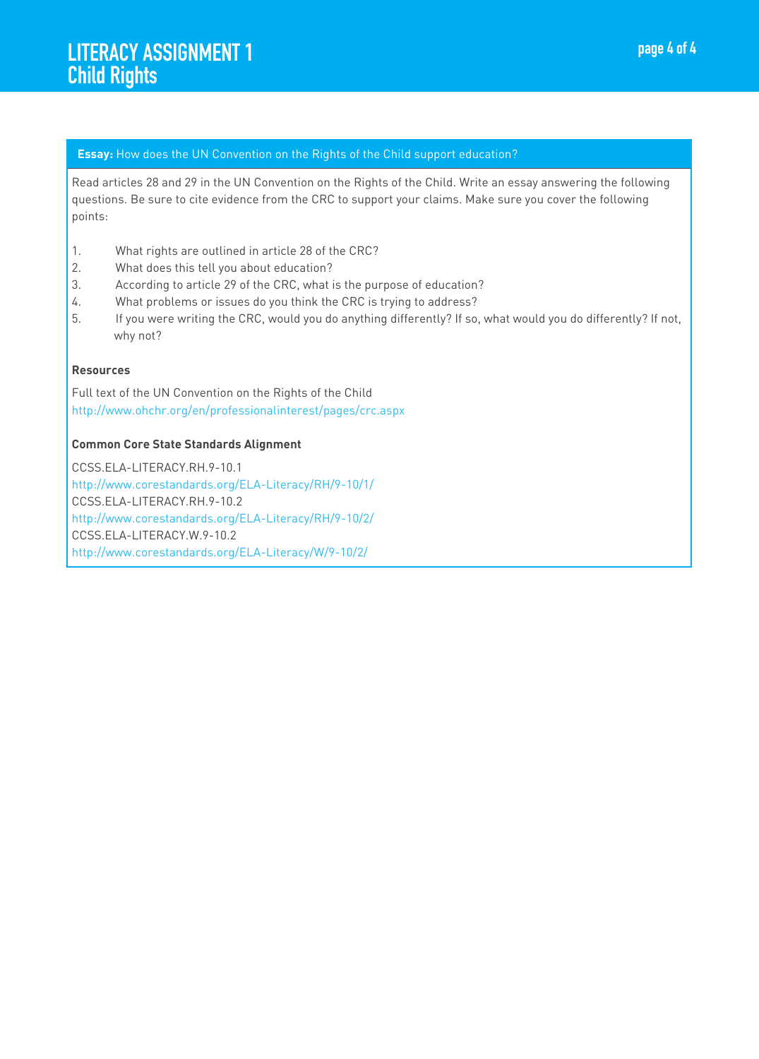**Essay:** How does the UN Convention on the Rights of the Child support education?

Read articles 28 and 29 in the UN Convention on the Rights of the Child. Write an essay answering the following questions. Be sure to cite evidence from the CRC to support your claims. Make sure you cover the following points:

1. What rights are outlined in article 28 of the CRC?
2. What does this tell you about education?
3. According to article 29 of the CRC, what is the purpose of education?
4. What problems or issues do you think the CRC is trying to address?
5. If you were writing the CRC, would you do anything differently? If so, what would you do differently? If not, why not?

**Resources**

Full text of the UN Convention on the Rights of the Child
http://www.ohchr.org/en/professionalinterest/pages/crc.aspx

**Common Core State Standards Alignment**

CCSS.ELA-LITERACY.RH.9-10.1
http://www.corestandards.org/ELA-Literacy/RH/9-10/1/
CCSS.ELA-LITERACY.RH.9-10.2
http://www.corestandards.org/ELA-Literacy/RH/9-10/2/
CCSS.ELA-LITERACY.W.9-10.2
http://www.corestandards.org/ELA-Literacy/W/9-10/2/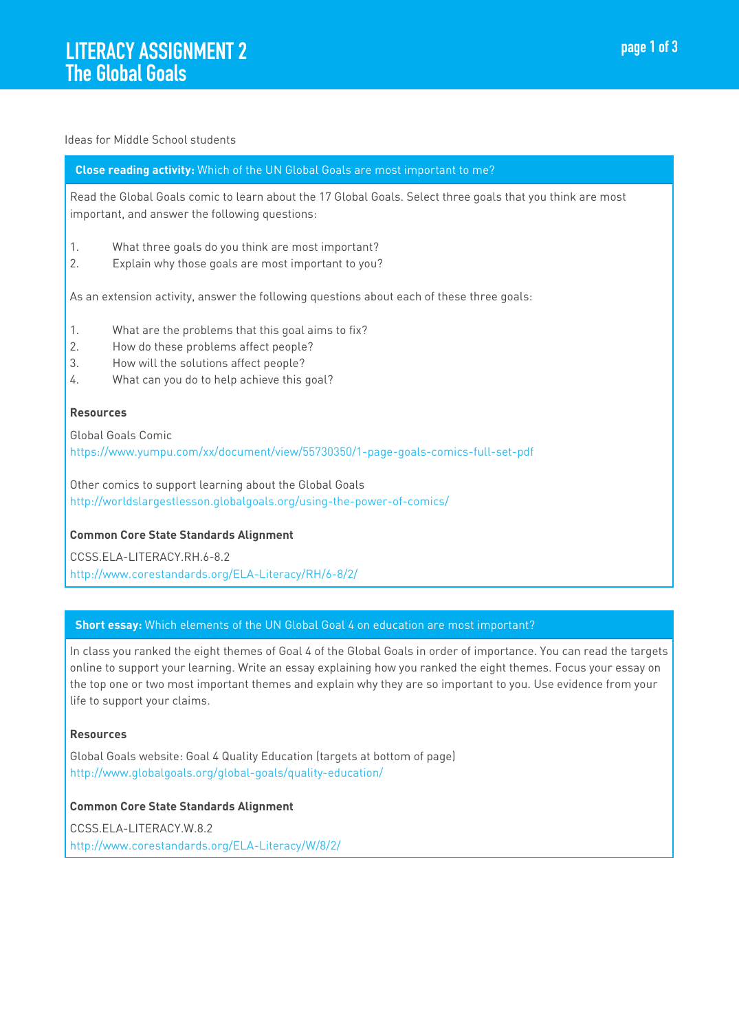# LITERACY ASSIGNMENT 2
## The Global Goals

Ideas for Middle School students

### Close reading activity: Which of the UN Global Goals are most important to me?

Read the Global Goals comic to learn about the 17 Global Goals. Select three goals that you think are most important, and answer the following questions:

1. What three goals do you think are most important?
2. Explain why those goals are most important to you?

As an extension activity, answer the following questions about each of these three goals:

1. What are the problems that this goal aims to fix?
2. How do these problems affect people?
3. How will the solutions affect people?
4. What can you do to help achieve this goal?

**Resources**

Global Goals Comic
https://www.yumpu.com/xx/document/view/55730350/1-page-goals-comics-full-set-pdf

Other comics to support learning about the Global Goals
http://worldslargestlesson.globalgoals.org/using-the-power-of-comics/

**Common Core State Standards Alignment**

CCSS.ELA-LITERACY.RH.6-8.2
http://www.corestandards.org/ELA-Literacy/RH/6-8/2/

### Short essay: Which elements of the UN Global Goal 4 on education are most important?

In class you ranked the eight themes of Goal 4 of the Global Goals in order of importance. You can read the targets online to support your learning. Write an essay explaining how you ranked the eight themes. Focus your essay on the top one or two most important themes and explain why they are so important to you. Use evidence from your life to support your claims.

**Resources**

Global Goals website: Goal 4 Quality Education (targets at bottom of page)
http://www.globalgoals.org/global-goals/quality-education/

**Common Core State Standards Alignment**

CCSS.ELA-LITERACY.W.8.2
http://www.corestandards.org/ELA-Literacy/W/8/2/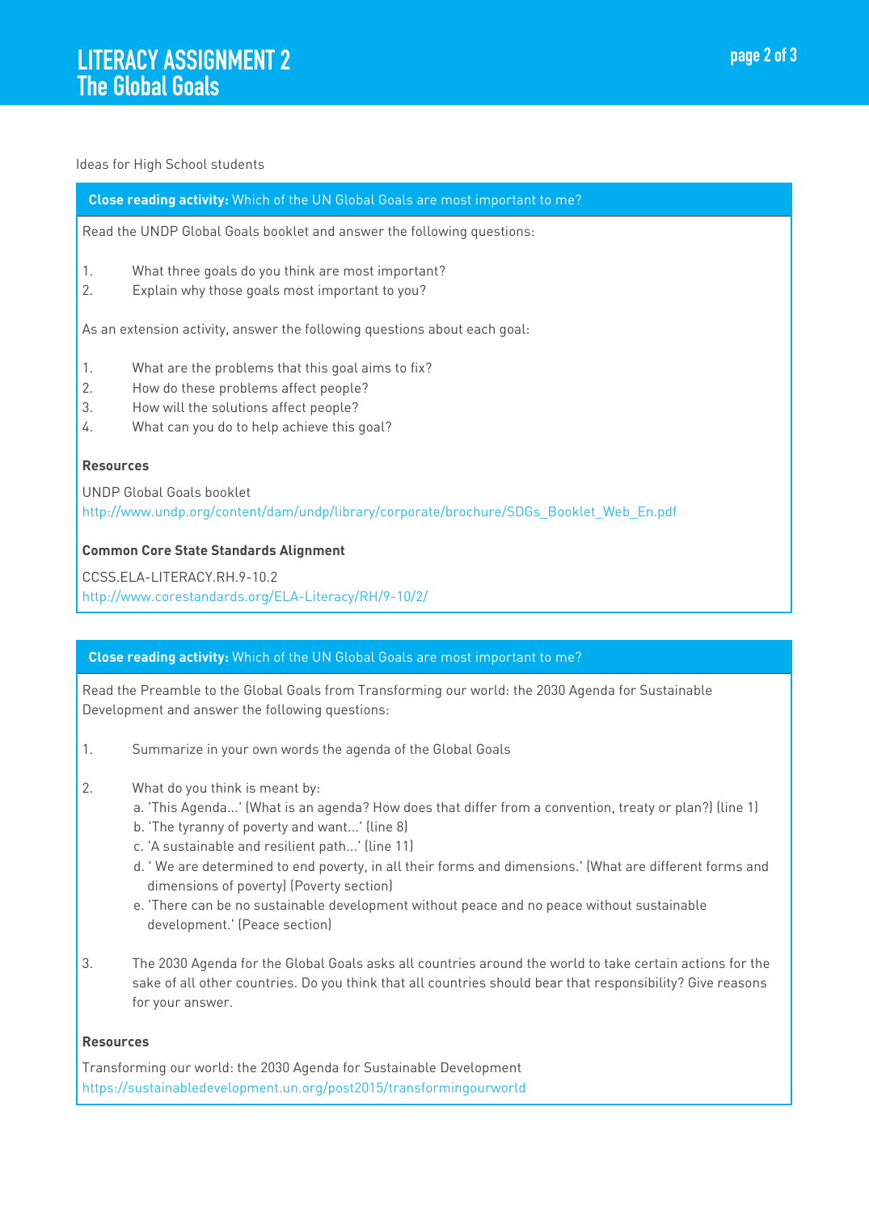# LITERACY ASSIGNMENT 2
## The Global Goals

Ideas for High School students

### **Close reading activity:** Which of the UN Global Goals are most important to me?

Read the UNDP Global Goals booklet and answer the following questions:

1. What three goals do you think are most important?
2. Explain why those goals most important to you?

As an extension activity, answer the following questions about each goal:

1. What are the problems that this goal aims to fix?
2. How do these problems affect people?
3. How will the solutions affect people?
4. What can you do to help achieve this goal?

**Resources**

UNDP Global Goals booklet
http://www.undp.org/content/dam/undp/library/corporate/brochure/SDGs_Booklet_Web_En.pdf

**Common Core State Standards Alignment**

CCSS.ELA-LITERACY.RH.9-10.2
http://www.corestandards.org/ELA-Literacy/RH/9-10/2/

### **Close reading activity:** Which of the UN Global Goals are most important to me?

Read the Preamble to the Global Goals from Transforming our world: the 2030 Agenda for Sustainable Development and answer the following questions:

1. Summarize in your own words the agenda of the Global Goals

2. What do you think is meant by:
   a. 'This Agenda...' (What is an agenda? How does that differ from a convention, treaty or plan?) (line 1)
   b. 'The tyranny of poverty and want...' (line 8)
   c. 'A sustainable and resilient path...' (line 11)
   d. ' We are determined to end poverty, in all their forms and dimensions.' (What are different forms and dimensions of poverty) (Poverty section)
   e. 'There can be no sustainable development without peace and no peace without sustainable development.' (Peace section)

3. The 2030 Agenda for the Global Goals asks all countries around the world to take certain actions for the sake of all other countries. Do you think that all countries should bear that responsibility? Give reasons for your answer.

**Resources**

Transforming our world: the 2030 Agenda for Sustainable Development
https://sustainabledevelopment.un.org/post2015/transformingourworld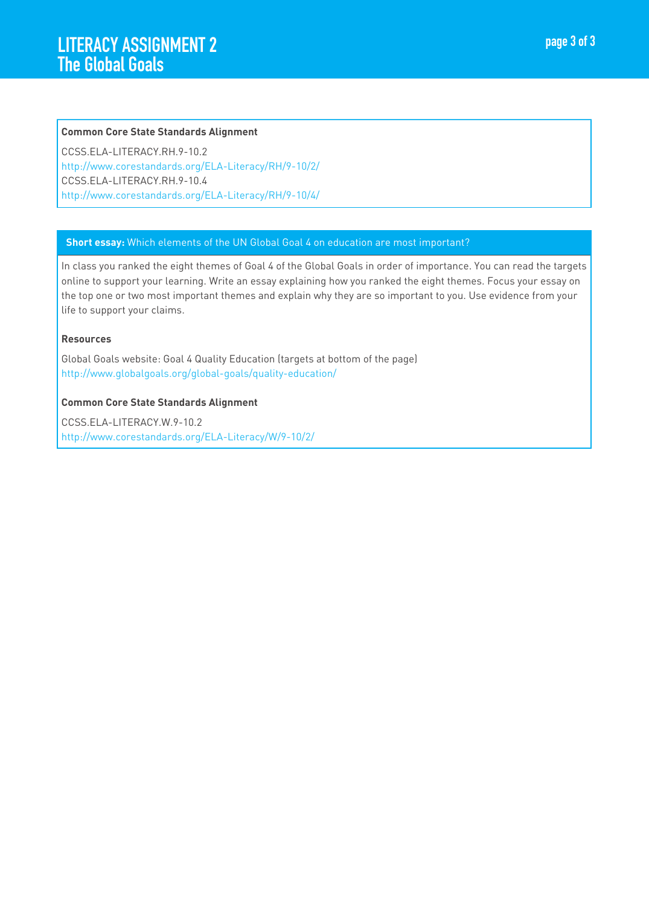**Common Core State Standards Alignment**

CCSS.ELA-LITERACY.RH.9-10.2
http://www.corestandards.org/ELA-Literacy/RH/9-10/2/
CCSS.ELA-LITERACY.RH.9-10.4
http://www.corestandards.org/ELA-Literacy/RH/9-10/4/

**Short essay:** Which elements of the UN Global Goal 4 on education are most important?

In class you ranked the eight themes of Goal 4 of the Global Goals in order of importance. You can read the targets online to support your learning. Write an essay explaining how you ranked the eight themes. Focus your essay on the top one or two most important themes and explain why they are so important to you. Use evidence from your life to support your claims.

**Resources**

Global Goals website: Goal 4 Quality Education (targets at bottom of the page)
http://www.globalgoals.org/global-goals/quality-education/

**Common Core State Standards Alignment**

CCSS.ELA-LITERACY.W.9-10.2
http://www.corestandards.org/ELA-Literacy/W/9-10/2/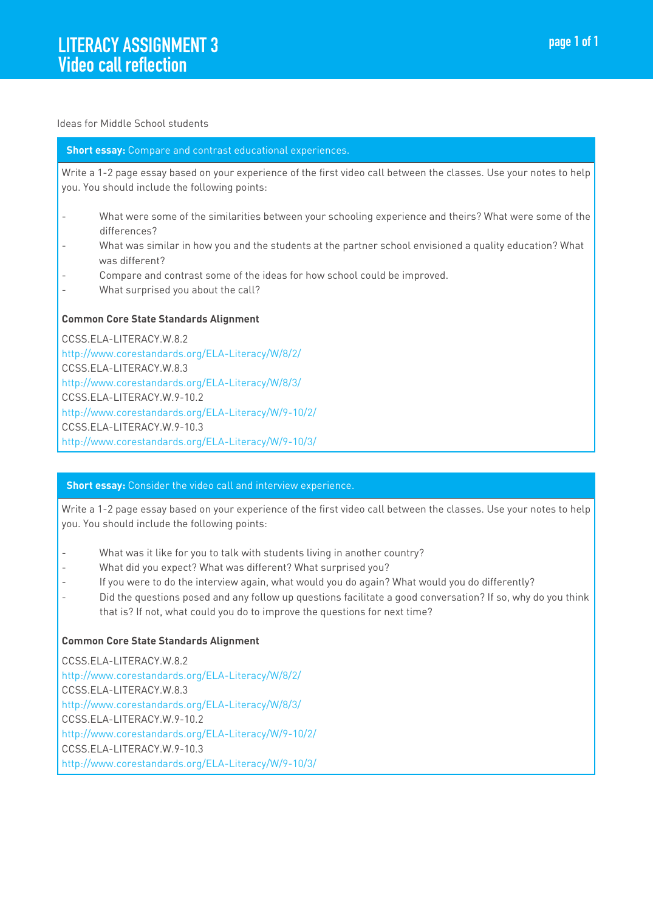# LITERACY ASSIGNMENT 3
## Video call reflection

Ideas for Middle School students

### **Short essay:** Compare and contrast educational experiences.

Write a 1-2 page essay based on your experience of the first video call between the classes. Use your notes to help you. You should include the following points:

- What were some of the similarities between your schooling experience and theirs? What were some of the differences?
- What was similar in how you and the students at the partner school envisioned a quality education? What was different?
- Compare and contrast some of the ideas for how school could be improved.
- What surprised you about the call?

**Common Core State Standards Alignment**

CCSS.ELA-LITERACY.W.8.2
http://www.corestandards.org/ELA-Literacy/W/8/2/
CCSS.ELA-LITERACY.W.8.3
http://www.corestandards.org/ELA-Literacy/W/8/3/
CCSS.ELA-LITERACY.W.9-10.2
http://www.corestandards.org/ELA-Literacy/W/9-10/2/
CCSS.ELA-LITERACY.W.9-10.3
http://www.corestandards.org/ELA-Literacy/W/9-10/3/

### **Short essay:** Consider the video call and interview experience.

Write a 1-2 page essay based on your experience of the first video call between the classes. Use your notes to help you. You should include the following points:

- What was it like for you to talk with students living in another country?
- What did you expect? What was different? What surprised you?
- If you were to do the interview again, what would you do again? What would you do differently?
- Did the questions posed and any follow up questions facilitate a good conversation? If so, why do you think that is? If not, what could you do to improve the questions for next time?

**Common Core State Standards Alignment**

CCSS.ELA-LITERACY.W.8.2
http://www.corestandards.org/ELA-Literacy/W/8/2/
CCSS.ELA-LITERACY.W.8.3
http://www.corestandards.org/ELA-Literacy/W/8/3/
CCSS.ELA-LITERACY.W.9-10.2
http://www.corestandards.org/ELA-Literacy/W/9-10/2/
CCSS.ELA-LITERACY.W.9-10.3
http://www.corestandards.org/ELA-Literacy/W/9-10/3/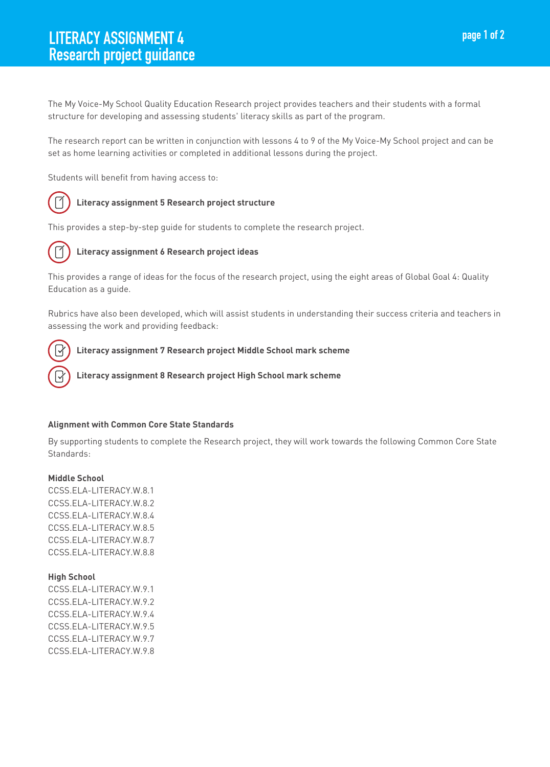# LITERACY ASSIGNMENT 4
## Research project guidance

The My Voice-My School Quality Education Research project provides teachers and their students with a formal structure for developing and assessing students' literacy skills as part of the program.

The research report can be written in conjunction with lessons 4 to 9 of the My Voice-My School project and can be set as home learning activities or completed in additional lessons during the project.

Students will benefit from having access to:

**Literacy assignment 5 Research project structure**

This provides a step-by-step guide for students to complete the research project.

**Literacy assignment 6 Research project ideas**

This provides a range of ideas for the focus of the research project, using the eight areas of Global Goal 4: Quality Education as a guide.

Rubrics have also been developed, which will assist students in understanding their success criteria and teachers in assessing the work and providing feedback:

**Literacy assignment 7 Research project Middle School mark scheme**

**Literacy assignment 8 Research project High School mark scheme**

**Alignment with Common Core State Standards**

By supporting students to complete the Research project, they will work towards the following Common Core State Standards:

**Middle School**
CCSS.ELA-LITERACY.W.8.1
CCSS.ELA-LITERACY.W.8.2
CCSS.ELA-LITERACY.W.8.4
CCSS.ELA-LITERACY.W.8.5
CCSS.ELA-LITERACY.W.8.7
CCSS.ELA-LITERACY.W.8.8

**High School**
CCSS.ELA-LITERACY.W.9.1
CCSS.ELA-LITERACY.W.9.2
CCSS.ELA-LITERACY.W.9.4
CCSS.ELA-LITERACY.W.9.5
CCSS.ELA-LITERACY.W.9.7
CCSS.ELA-LITERACY.W.9.8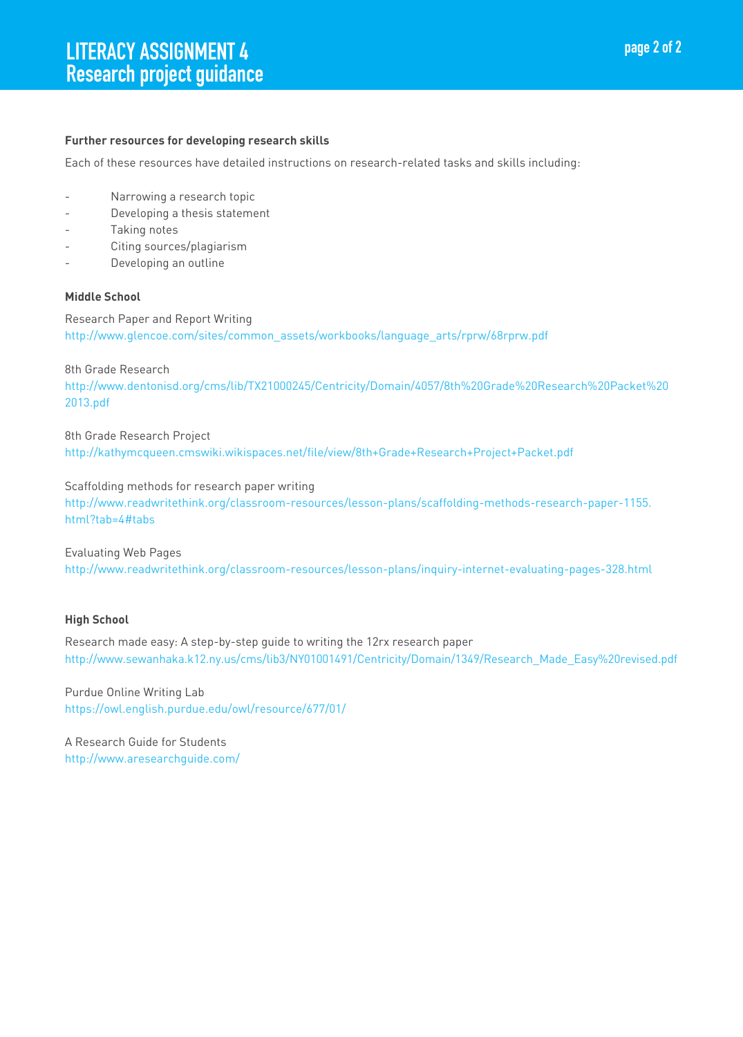# LITERACY ASSIGNMENT 4
## Research project guidance

**Further resources for developing research skills**

Each of these resources have detailed instructions on research-related tasks and skills including:

- Narrowing a research topic
- Developing a thesis statement
- Taking notes
- Citing sources/plagiarism
- Developing an outline

**Middle School**

Research Paper and Report Writing
http://www.glencoe.com/sites/common_assets/workbooks/language_arts/rprw/68rprw.pdf

8th Grade Research
http://www.dentonisd.org/cms/lib/TX21000245/Centricity/Domain/4057/8th%20Grade%20Research%20Packet%202013.pdf

8th Grade Research Project
http://kathymcqueen.cmswiki.wikispaces.net/file/view/8th+Grade+Research+Project+Packet.pdf

Scaffolding methods for research paper writing
http://www.readwritethink.org/classroom-resources/lesson-plans/scaffolding-methods-research-paper-1155.html?tab=4#tabs

Evaluating Web Pages
http://www.readwritethink.org/classroom-resources/lesson-plans/inquiry-internet-evaluating-pages-328.html

**High School**

Research made easy: A step-by-step guide to writing the 12rx research paper
http://www.sewanhaka.k12.ny.us/cms/lib3/NY01001491/Centricity/Domain/1349/Research_Made_Easy%20revised.pdf

Purdue Online Writing Lab
https://owl.english.purdue.edu/owl/resource/677/01/

A Research Guide for Students
http://www.aresearchguide.com/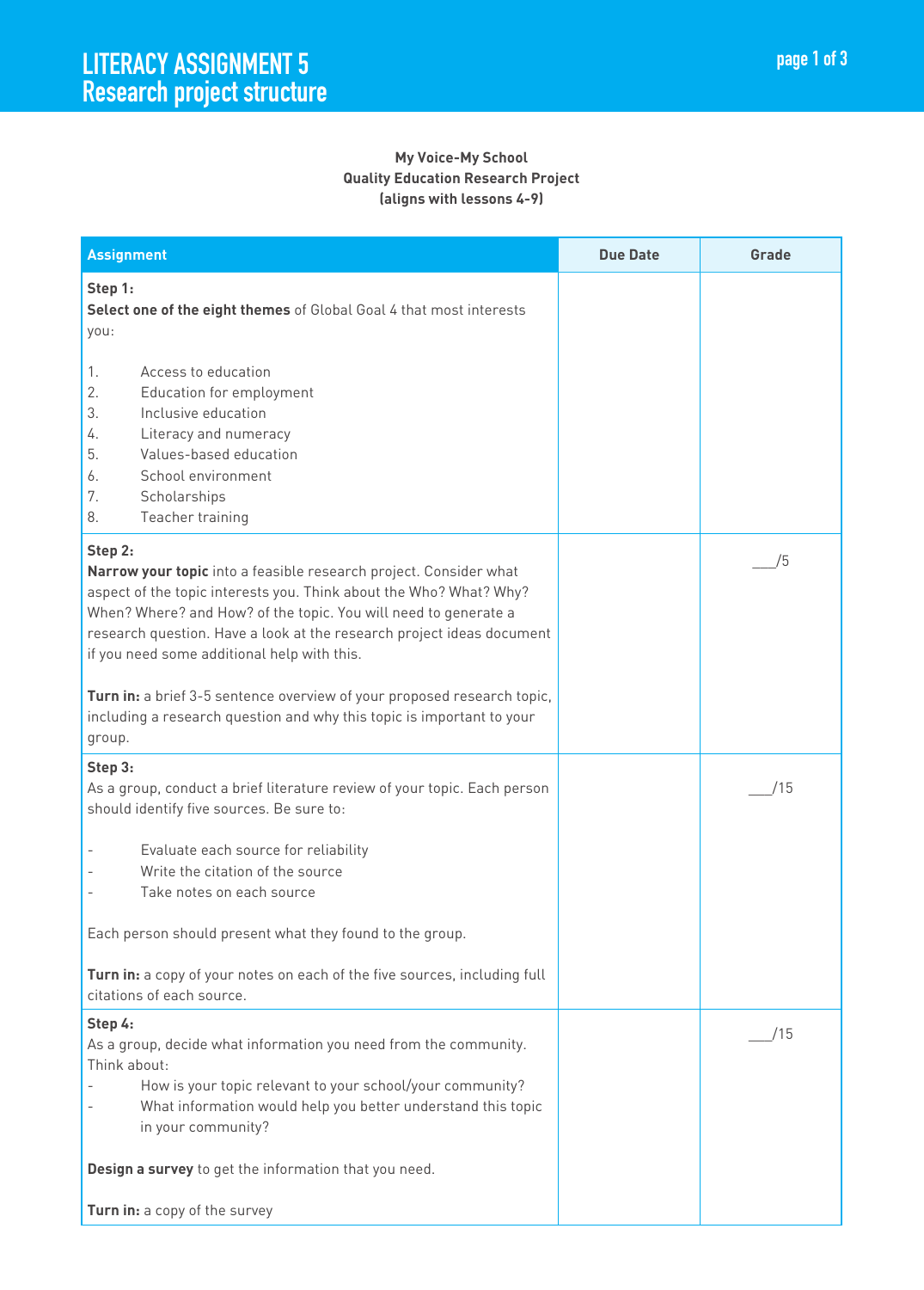# LITERACY ASSIGNMENT 5
## Research project structure

**My Voice-My School**
**Quality Education Research Project**
**(aligns with lessons 4-9)**

| Assignment | Due Date | Grade |
|---|---|---|
| **Step 1:**<br>**Select one of the eight themes** of Global Goal 4 that most interests you:<br><br>1. Access to education<br>2. Education for employment<br>3. Inclusive education<br>4. Literacy and numeracy<br>5. Values-based education<br>6. School environment<br>7. Scholarships<br>8. Teacher training | | |
| **Step 2:**<br>**Narrow your topic** into a feasible research project. Consider what aspect of the topic interests you. Think about the Who? What? Why? When? Where? and How? of the topic. You will need to generate a research question. Have a look at the research project ideas document if you need some additional help with this.<br><br>**Turn in:** a brief 3-5 sentence overview of your proposed research topic, including a research question and why this topic is important to your group. | | ___/5 |
| **Step 3:**<br>As a group, conduct a brief literature review of your topic. Each person should identify five sources. Be sure to:<br><br>- Evaluate each source for reliability<br>- Write the citation of the source<br>- Take notes on each source<br><br>Each person should present what they found to the group.<br><br>**Turn in:** a copy of your notes on each of the five sources, including full citations of each source. | | ___/15 |
| **Step 4:**<br>As a group, decide what information you need from the community. Think about:<br>- How is your topic relevant to your school/your community?<br>- What information would help you better understand this topic in your community?<br><br>**Design a survey** to get the information that you need.<br><br>**Turn in:** a copy of the survey | | ___/15 |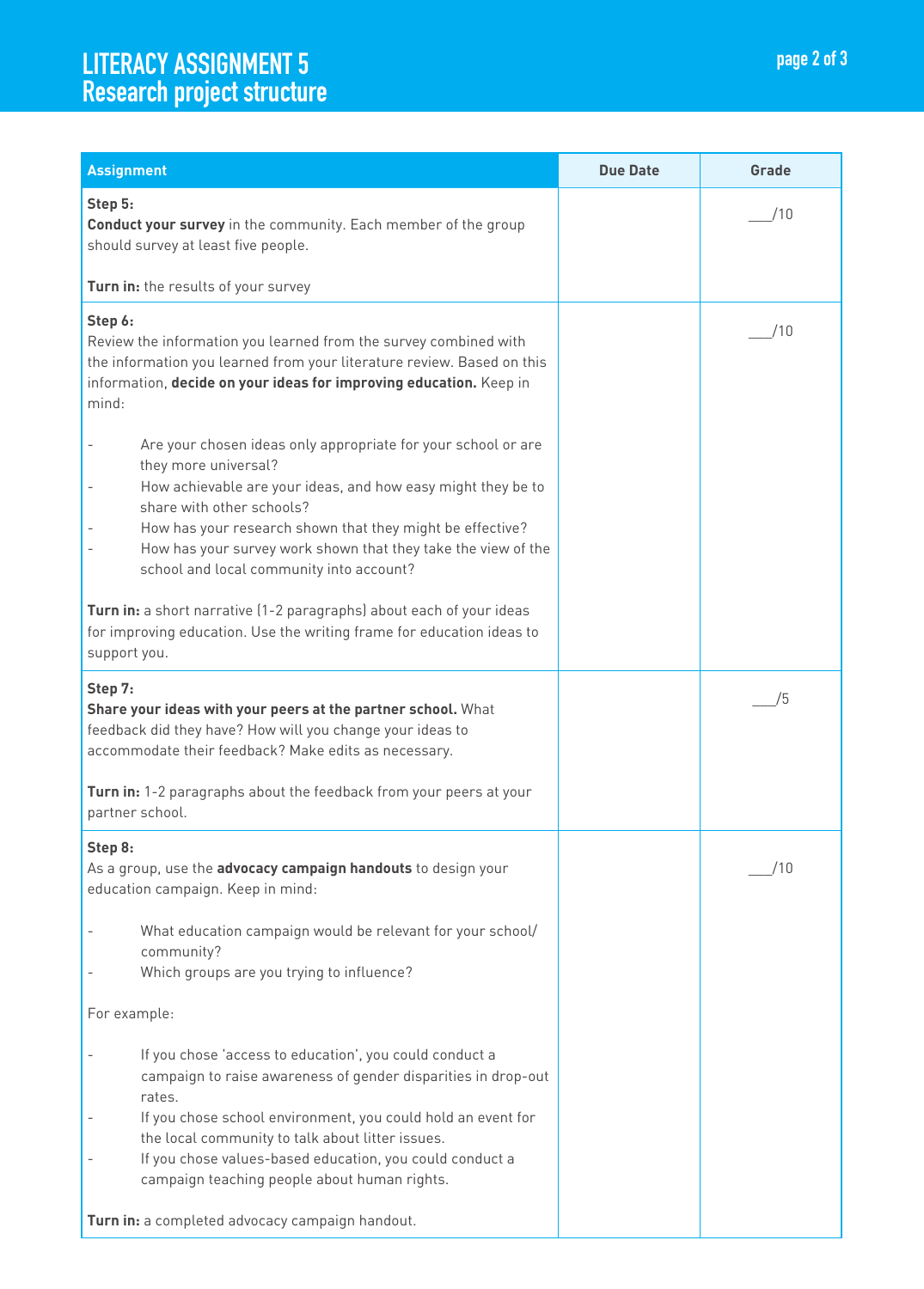# LITERACY ASSIGNMENT 5
## Research project structure

| Assignment | Due Date | Grade |
|---|---|---|
| **Step 5:**<br>**Conduct your survey** in the community. Each member of the group should survey at least five people.<br><br>**Turn in:** the results of your survey | | ___/10 |
| **Step 6:**<br>Review the information you learned from the survey combined with the information you learned from your literature review. Based on this information, **decide on your ideas for improving education.** Keep in mind:<br><br>- Are your chosen ideas only appropriate for your school or are they more universal?<br>- How achievable are your ideas, and how easy might they be to share with other schools?<br>- How has your research shown that they might be effective?<br>- How has your survey work shown that they take the view of the school and local community into account?<br><br>**Turn in:** a short narrative (1-2 paragraphs) about each of your ideas for improving education. Use the writing frame for education ideas to support you. | | ___/10 |
| **Step 7:**<br>**Share your ideas with your peers at the partner school.** What feedback did they have? How will you change your ideas to accommodate their feedback? Make edits as necessary.<br><br>**Turn in:** 1-2 paragraphs about the feedback from your peers at your partner school. | | ___/5 |
| **Step 8:**<br>As a group, use the **advocacy campaign handouts** to design your education campaign. Keep in mind:<br><br>- What education campaign would be relevant for your school/ community?<br>- Which groups are you trying to influence?<br><br>For example:<br><br>- If you chose 'access to education', you could conduct a campaign to raise awareness of gender disparities in drop-out rates.<br>- If you chose school environment, you could hold an event for the local community to talk about litter issues.<br>- If you chose values-based education, you could conduct a campaign teaching people about human rights.<br><br>**Turn in:** a completed advocacy campaign handout. | | ___/10 |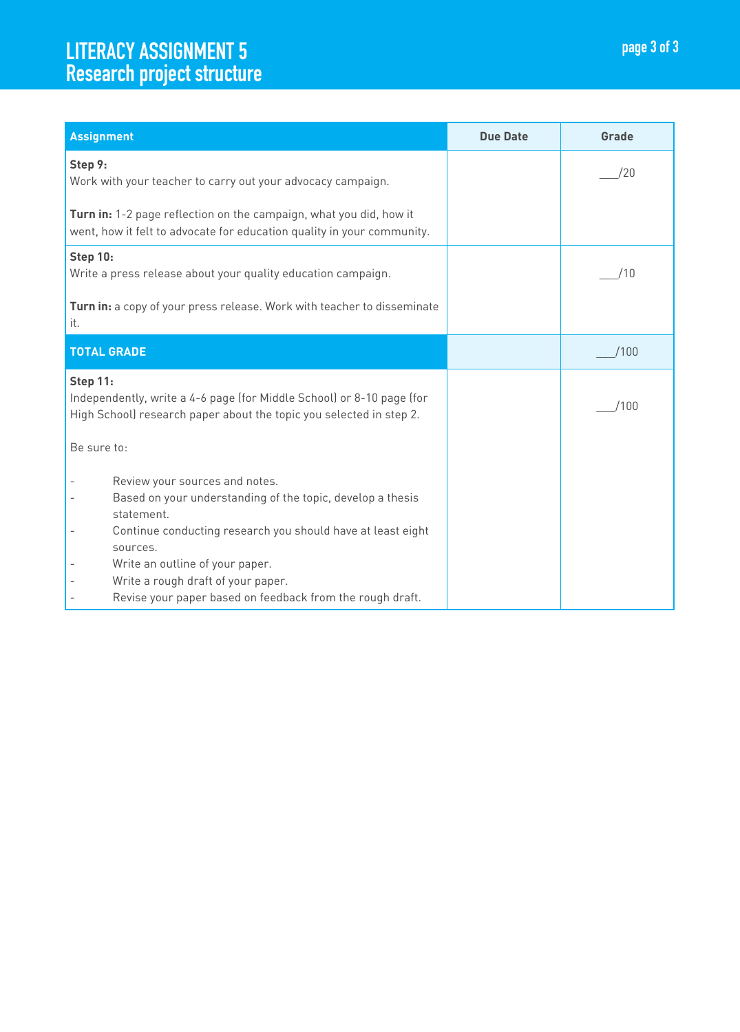# LITERACY ASSIGNMENT 5
## Research project structure

| Assignment | Due Date | Grade |
|---|---|---|
| **Step 9:**<br>Work with your teacher to carry out your advocacy campaign.<br><br>**Turn in:** 1-2 page reflection on the campaign, what you did, how it went, how it felt to advocate for education quality in your community. | | ___/20 |
| **Step 10:**<br>Write a press release about your quality education campaign.<br><br>**Turn in:** a copy of your press release. Work with teacher to disseminate it. | | ___/10 |
| **TOTAL GRADE** | | ___/100 |
| **Step 11:**<br>Independently, write a 4-6 page (for Middle School) or 8-10 page (for High School) research paper about the topic you selected in step 2.<br><br>Be sure to:<br><br>- Review your sources and notes.<br>- Based on your understanding of the topic, develop a thesis statement.<br>- Continue conducting research you should have at least eight sources.<br>- Write an outline of your paper.<br>- Write a rough draft of your paper.<br>- Revise your paper based on feedback from the rough draft. | | ___/100 |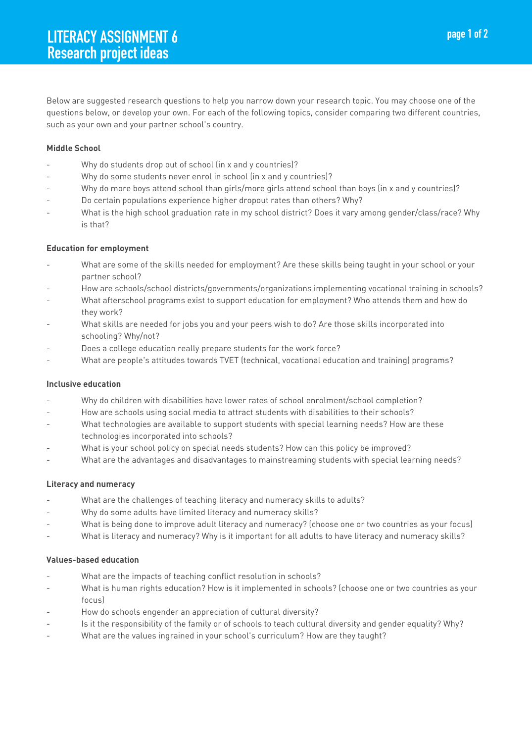# LITERACY ASSIGNMENT 6
## Research project ideas

Below are suggested research questions to help you narrow down your research topic. You may choose one of the questions below, or develop your own. For each of the following topics, consider comparing two different countries, such as your own and your partner school's country.

**Middle School**

- Why do students drop out of school (in x and y countries)?
- Why do some students never enrol in school (in x and y countries)?
- Why do more boys attend school than girls/more girls attend school than boys (in x and y countries)?
- Do certain populations experience higher dropout rates than others? Why?
- What is the high school graduation rate in my school district? Does it vary among gender/class/race? Why is that?

**Education for employment**

- What are some of the skills needed for employment? Are these skills being taught in your school or your partner school?
- How are schools/school districts/governments/organizations implementing vocational training in schools?
- What afterschool programs exist to support education for employment? Who attends them and how do they work?
- What skills are needed for jobs you and your peers wish to do? Are those skills incorporated into schooling? Why/not?
- Does a college education really prepare students for the work force?
- What are people's attitudes towards TVET (technical, vocational education and training) programs?

**Inclusive education**

- Why do children with disabilities have lower rates of school enrolment/school completion?
- How are schools using social media to attract students with disabilities to their schools?
- What technologies are available to support students with special learning needs? How are these technologies incorporated into schools?
- What is your school policy on special needs students? How can this policy be improved?
- What are the advantages and disadvantages to mainstreaming students with special learning needs?

**Literacy and numeracy**

- What are the challenges of teaching literacy and numeracy skills to adults?
- Why do some adults have limited literacy and numeracy skills?
- What is being done to improve adult literacy and numeracy? (choose one or two countries as your focus)
- What is literacy and numeracy? Why is it important for all adults to have literacy and numeracy skills?

**Values-based education**

- What are the impacts of teaching conflict resolution in schools?
- What is human rights education? How is it implemented in schools? (choose one or two countries as your focus)
- How do schools engender an appreciation of cultural diversity?
- Is it the responsibility of the family or of schools to teach cultural diversity and gender equality? Why?
- What are the values ingrained in your school's curriculum? How are they taught?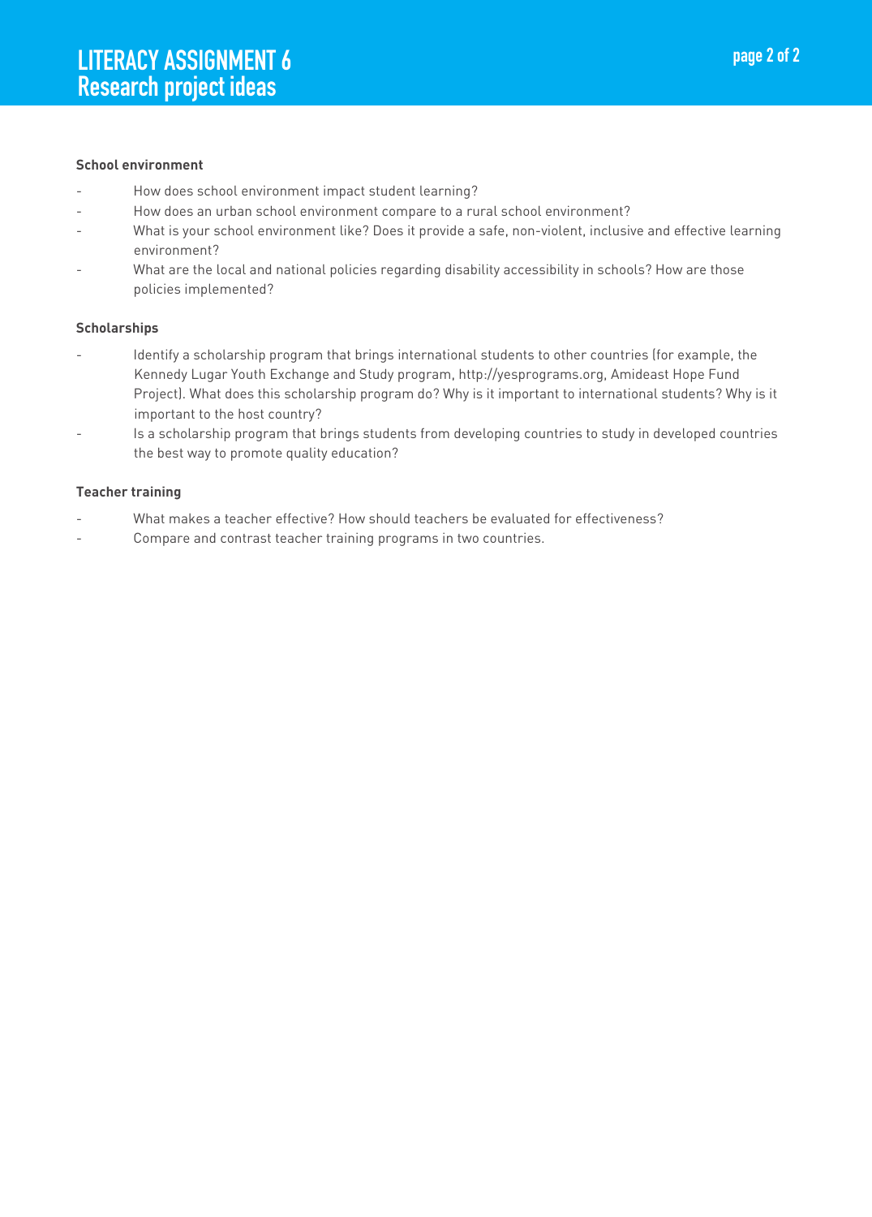# LITERACY ASSIGNMENT 6
## Research project ideas

**School environment**

- How does school environment impact student learning?
- How does an urban school environment compare to a rural school environment?
- What is your school environment like? Does it provide a safe, non-violent, inclusive and effective learning environment?
- What are the local and national policies regarding disability accessibility in schools? How are those policies implemented?

**Scholarships**

- Identify a scholarship program that brings international students to other countries (for example, the Kennedy Lugar Youth Exchange and Study program, http://yesprograms.org, Amideast Hope Fund Project). What does this scholarship program do? Why is it important to international students? Why is it important to the host country?
- Is a scholarship program that brings students from developing countries to study in developed countries the best way to promote quality education?

**Teacher training**

- What makes a teacher effective? How should teachers be evaluated for effectiveness?
- Compare and contrast teacher training programs in two countries.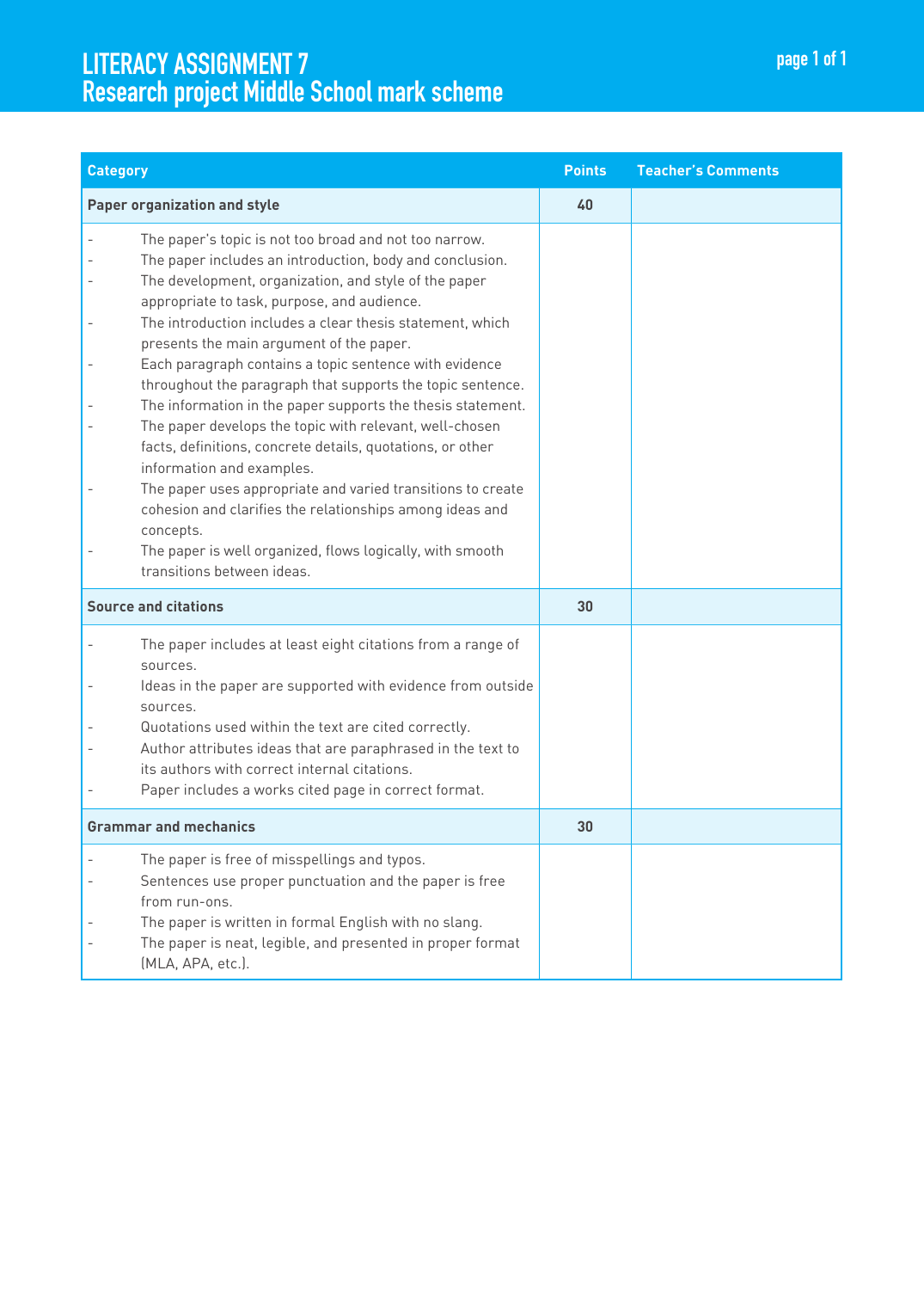# LITERACY ASSIGNMENT 7
## Research project Middle School mark scheme

| Category | Points | Teacher's Comments |
|---|---|---|
| **Paper organization and style** | **40** | |
| - The paper's topic is not too broad and not too narrow.<br>- The paper includes an introduction, body and conclusion.<br>- The development, organization, and style of the paper appropriate to task, purpose, and audience.<br>- The introduction includes a clear thesis statement, which presents the main argument of the paper.<br>- Each paragraph contains a topic sentence with evidence throughout the paragraph that supports the topic sentence.<br>- The information in the paper supports the thesis statement.<br>- The paper develops the topic with relevant, well-chosen facts, definitions, concrete details, quotations, or other information and examples.<br>- The paper uses appropriate and varied transitions to create cohesion and clarifies the relationships among ideas and concepts.<br>- The paper is well organized, flows logically, with smooth transitions between ideas. | | |
| **Source and citations** | **30** | |
| - The paper includes at least eight citations from a range of sources.<br>- Ideas in the paper are supported with evidence from outside sources.<br>- Quotations used within the text are cited correctly.<br>- Author attributes ideas that are paraphrased in the text to its authors with correct internal citations.<br>- Paper includes a works cited page in correct format. | | |
| **Grammar and mechanics** | **30** | |
| - The paper is free of misspellings and typos.<br>- Sentences use proper punctuation and the paper is free from run-ons.<br>- The paper is written in formal English with no slang.<br>- The paper is neat, legible, and presented in proper format (MLA, APA, etc.). | | |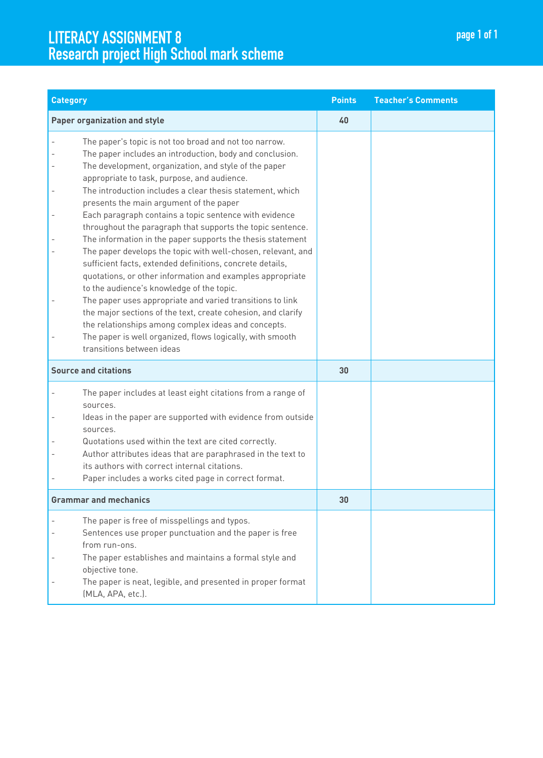# LITERACY ASSIGNMENT 8
## Research project High School mark scheme

| Category | Points | Teacher's Comments |
|---|---|---|
| **Paper organization and style** | 40 | |
| - The paper's topic is not too broad and not too narrow.<br>- The paper includes an introduction, body and conclusion.<br>- The development, organization, and style of the paper appropriate to task, purpose, and audience.<br>- The introduction includes a clear thesis statement, which presents the main argument of the paper<br>- Each paragraph contains a topic sentence with evidence throughout the paragraph that supports the topic sentence.<br>- The information in the paper supports the thesis statement<br>- The paper develops the topic with well-chosen, relevant, and sufficient facts, extended definitions, concrete details, quotations, or other information and examples appropriate to the audience's knowledge of the topic.<br>- The paper uses appropriate and varied transitions to link the major sections of the text, create cohesion, and clarify the relationships among complex ideas and concepts.<br>- The paper is well organized, flows logically, with smooth transitions between ideas | | |
| **Source and citations** | 30 | |
| - The paper includes at least eight citations from a range of sources.<br>- Ideas in the paper are supported with evidence from outside sources.<br>- Quotations used within the text are cited correctly.<br>- Author attributes ideas that are paraphrased in the text to its authors with correct internal citations.<br>- Paper includes a works cited page in correct format. | | |
| **Grammar and mechanics** | 30 | |
| - The paper is free of misspellings and typos.<br>- Sentences use proper punctuation and the paper is free from run-ons.<br>- The paper establishes and maintains a formal style and objective tone.<br>- The paper is neat, legible, and presented in proper format (MLA, APA, etc.). | | |